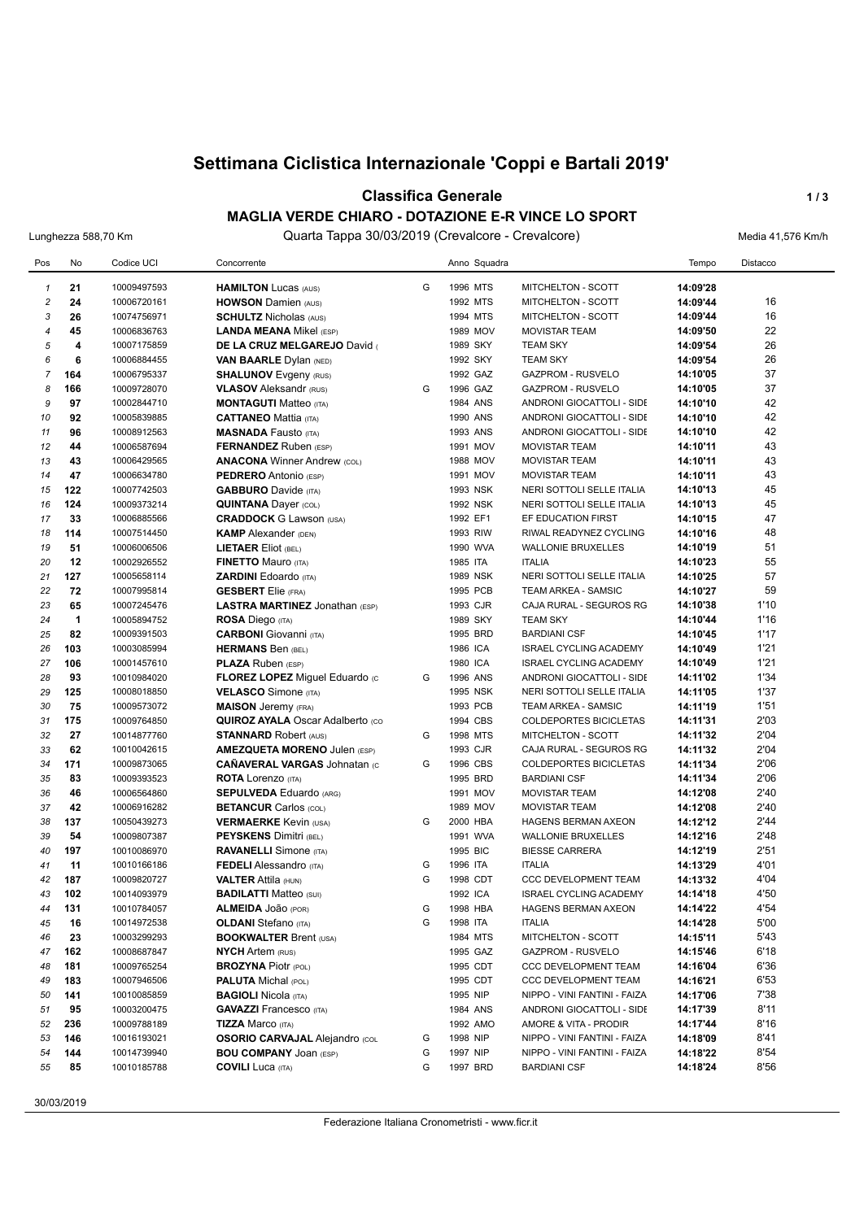# Settimana Ciclistica Internazionale 'Coppi e Bartali 2019'

## Classifica Generale

### MAGLIA VERDE CHIARO - DOTAZIONE E-R VINCE LO SPORT

Lunghezza 588,70 Km — Quarta Tappa 30/03/2019 (Crevalcore - Crevalcore) — Media 41,576 Km/h

| Pos | No | Codice UCI | Concorrente | | Anno | Squadra | | Tempo | Distacco |
|---|---|---|---|---|---|---|---|---|---|
| 1 | 21 | 10009497593 | **HAMILTON** Lucas (AUS) | G | 1996 | MTS | MITCHELTON - SCOTT | 14:09'28 | |
| 2 | 24 | 10006720161 | **HOWSON** Damien (AUS) | | 1992 | MTS | MITCHELTON - SCOTT | 14:09'44 | 16 |
| 3 | 26 | 10074756971 | **SCHULTZ** Nicholas (AUS) | | 1994 | MTS | MITCHELTON - SCOTT | 14:09'44 | 16 |
| 4 | 45 | 10006836763 | **LANDA MEANA** Mikel (ESP) | | 1989 | MOV | MOVISTAR TEAM | 14:09'50 | 22 |
| 5 | 4 | 10007175859 | **DE LA CRUZ MELGAREJO** David ( | | 1989 | SKY | TEAM SKY | 14:09'54 | 26 |
| 6 | 6 | 10006884455 | **VAN BAARLE** Dylan (NED) | | 1992 | SKY | TEAM SKY | 14:09'54 | 26 |
| 7 | 164 | 10006795337 | **SHALUNOV** Evgeny (RUS) | | 1992 | GAZ | GAZPROM - RUSVELO | 14:10'05 | 37 |
| 8 | 166 | 10009728070 | **VLASOV** Aleksandr (RUS) | G | 1996 | GAZ | GAZPROM - RUSVELO | 14:10'05 | 37 |
| 9 | 97 | 10002844710 | **MONTAGUTI** Matteo (ITA) | | 1984 | ANS | ANDRONI GIOCATTOLI - SIDE | 14:10'10 | 42 |
| 10 | 92 | 10005839885 | **CATTANEO** Mattia (ITA) | | 1990 | ANS | ANDRONI GIOCATTOLI - SIDE | 14:10'10 | 42 |
| 11 | 96 | 10008912563 | **MASNADA** Fausto (ITA) | | 1993 | ANS | ANDRONI GIOCATTOLI - SIDE | 14:10'10 | 42 |
| 12 | 44 | 10006587694 | **FERNANDEZ** Ruben (ESP) | | 1991 | MOV | MOVISTAR TEAM | 14:10'11 | 43 |
| 13 | 43 | 10006429565 | **ANACONA** Winner Andrew (COL) | | 1988 | MOV | MOVISTAR TEAM | 14:10'11 | 43 |
| 14 | 47 | 10006634780 | **PEDRERO** Antonio (ESP) | | 1991 | MOV | MOVISTAR TEAM | 14:10'11 | 43 |
| 15 | 122 | 10007742503 | **GABBURO** Davide (ITA) | | 1993 | NSK | NERI SOTTOLI SELLE ITALIA | 14:10'13 | 45 |
| 16 | 124 | 10009373214 | **QUINTANA** Dayer (COL) | | 1992 | NSK | NERI SOTTOLI SELLE ITALIA | 14:10'13 | 45 |
| 17 | 33 | 10006885566 | **CRADDOCK** G Lawson (USA) | | 1992 | EF1 | EF EDUCATION FIRST | 14:10'15 | 47 |
| 18 | 114 | 10007514450 | **KAMP** Alexander (DEN) | | 1993 | RIW | RIWAL READYNEZ CYCLING | 14:10'16 | 48 |
| 19 | 51 | 10006006506 | **LIETAER** Eliot (BEL) | | 1990 | WVA | WALLONIE BRUXELLES | 14:10'19 | 51 |
| 20 | 12 | 10002926552 | **FINETTO** Mauro (ITA) | | 1985 | ITA | ITALIA | 14:10'23 | 55 |
| 21 | 127 | 10005658114 | **ZARDINI** Edoardo (ITA) | | 1989 | NSK | NERI SOTTOLI SELLE ITALIA | 14:10'25 | 57 |
| 22 | 72 | 10007995814 | **GESBERT** Elie (FRA) | | 1995 | PCB | TEAM ARKEA - SAMSIC | 14:10'27 | 59 |
| 23 | 65 | 10007245476 | **LASTRA MARTINEZ** Jonathan (ESP) | | 1993 | CJR | CAJA RURAL - SEGUROS RG | 14:10'38 | 1'10 |
| 24 | 1 | 10005894752 | **ROSA** Diego (ITA) | | 1989 | SKY | TEAM SKY | 14:10'44 | 1'16 |
| 25 | 82 | 10009391503 | **CARBONI** Giovanni (ITA) | | 1995 | BRD | BARDIANI CSF | 14:10'45 | 1'17 |
| 26 | 103 | 10003085994 | **HERMANS** Ben (BEL) | | 1986 | ICA | ISRAEL CYCLING ACADEMY | 14:10'49 | 1'21 |
| 27 | 106 | 10001457610 | **PLAZA** Ruben (ESP) | | 1980 | ICA | ISRAEL CYCLING ACADEMY | 14:10'49 | 1'21 |
| 28 | 93 | 10010984020 | **FLOREZ LOPEZ** Miguel Eduardo (C | G | 1996 | ANS | ANDRONI GIOCATTOLI - SIDE | 14:11'02 | 1'34 |
| 29 | 125 | 10008018850 | **VELASCO** Simone (ITA) | | 1995 | NSK | NERI SOTTOLI SELLE ITALIA | 14:11'05 | 1'37 |
| 30 | 75 | 10009573072 | **MAISON** Jeremy (FRA) | | 1993 | PCB | TEAM ARKEA - SAMSIC | 14:11'19 | 1'51 |
| 31 | 175 | 10009764850 | **QUIROZ AYALA** Oscar Adalberto (CO | | 1994 | CBS | COLDEPORTES BICICLETAS | 14:11'31 | 2'03 |
| 32 | 27 | 10014877760 | **STANNARD** Robert (AUS) | G | 1998 | MTS | MITCHELTON - SCOTT | 14:11'32 | 2'04 |
| 33 | 62 | 10010042615 | **AMEZQUETA MORENO** Julen (ESP) | | 1993 | CJR | CAJA RURAL - SEGUROS RG | 14:11'32 | 2'04 |
| 34 | 171 | 10009873065 | **CAÑAVERAL VARGAS** Johnatan (C | G | 1996 | CBS | COLDEPORTES BICICLETAS | 14:11'34 | 2'06 |
| 35 | 83 | 10009393523 | **ROTA** Lorenzo (ITA) | | 1995 | BRD | BARDIANI CSF | 14:11'34 | 2'06 |
| 36 | 46 | 10006564860 | **SEPULVEDA** Eduardo (ARG) | | 1991 | MOV | MOVISTAR TEAM | 14:12'08 | 2'40 |
| 37 | 42 | 10006916282 | **BETANCUR** Carlos (COL) | | 1989 | MOV | MOVISTAR TEAM | 14:12'08 | 2'40 |
| 38 | 137 | 10050439273 | **VERMAERKE** Kevin (USA) | G | 2000 | HBA | HAGENS BERMAN AXEON | 14:12'12 | 2'44 |
| 39 | 54 | 10009807387 | **PEYSKENS** Dimitri (BEL) | | 1991 | WVA | WALLONIE BRUXELLES | 14:12'16 | 2'48 |
| 40 | 197 | 10010086970 | **RAVANELLI** Simone (ITA) | | 1995 | BIC | BIESSE CARRERA | 14:12'19 | 2'51 |
| 41 | 11 | 10010166186 | **FEDELI** Alessandro (ITA) | G | 1996 | ITA | ITALIA | 14:13'29 | 4'01 |
| 42 | 187 | 10009820727 | **VALTER** Attila (HUN) | G | 1998 | CDT | CCC DEVELOPMENT TEAM | 14:13'32 | 4'04 |
| 43 | 102 | 10014093979 | **BADILATTI** Matteo (SUI) | | 1992 | ICA | ISRAEL CYCLING ACADEMY | 14:14'18 | 4'50 |
| 44 | 131 | 10010784057 | **ALMEIDA** João (POR) | G | 1998 | HBA | HAGENS BERMAN AXEON | 14:14'22 | 4'54 |
| 45 | 16 | 10014972538 | **OLDANI** Stefano (ITA) | G | 1998 | ITA | ITALIA | 14:14'28 | 5'00 |
| 46 | 23 | 10003299293 | **BOOKWALTER** Brent (USA) | | 1984 | MTS | MITCHELTON - SCOTT | 14:15'11 | 5'43 |
| 47 | 162 | 10008687847 | **NYCH** Artem (RUS) | | 1995 | GAZ | GAZPROM - RUSVELO | 14:15'46 | 6'18 |
| 48 | 181 | 10009765254 | **BROZYNA** Piotr (POL) | | 1995 | CDT | CCC DEVELOPMENT TEAM | 14:16'04 | 6'36 |
| 49 | 183 | 10007946506 | **PALUTA** Michal (POL) | | 1995 | CDT | CCC DEVELOPMENT TEAM | 14:16'21 | 6'53 |
| 50 | 141 | 10010085859 | **BAGIOLI** Nicola (ITA) | | 1995 | NIP | NIPPO - VINI FANTINI - FAIZA | 14:17'06 | 7'38 |
| 51 | 95 | 10003200475 | **GAVAZZI** Francesco (ITA) | | 1984 | ANS | ANDRONI GIOCATTOLI - SIDE | 14:17'39 | 8'11 |
| 52 | 236 | 10009788189 | **TIZZA** Marco (ITA) | | 1992 | AMO | AMORE & VITA - PRODIR | 14:17'44 | 8'16 |
| 53 | 146 | 10016193021 | **OSORIO CARVAJAL** Alejandro (COL | G | 1998 | NIP | NIPPO - VINI FANTINI - FAIZA | 14:18'09 | 8'41 |
| 54 | 144 | 10014739940 | **BOU COMPANY** Joan (ESP) | G | 1997 | NIP | NIPPO - VINI FANTINI - FAIZA | 14:18'22 | 8'54 |
| 55 | 85 | 10010185788 | **COVILI** Luca (ITA) | G | 1997 | BRD | BARDIANI CSF | 14:18'24 | 8'56 |

30/03/2019

Federazione Italiana Cronometristi - www.ficr.it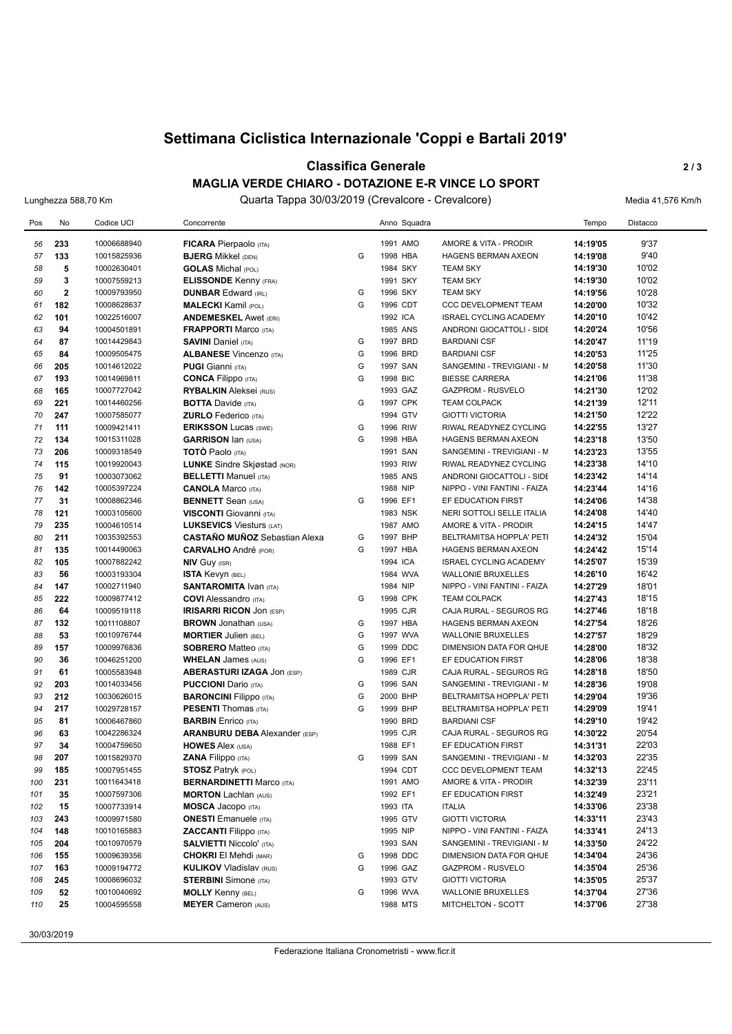# Settimana Ciclistica Internazionale 'Coppi e Bartali 2019'

## Classifica Generale

### MAGLIA VERDE CHIARO - DOTAZIONE E-R VINCE LO SPORT

Lunghezza 588,70 Km — Quarta Tappa 30/03/2019 (Crevalcore - Crevalcore) — Media 41,576 Km/h

| Pos | No | Codice UCI | Concorrente | | Anno | Squadra | | Tempo | Distacco |
|---|---|---|---|---|---|---|---|---|---|
| 56 | 233 | 10006688940 | **FICARA** Pierpaolo (ITA) | | 1991 | AMO | AMORE & VITA - PRODIR | 14:19'05 | 9'37 |
| 57 | 133 | 10015825936 | **BJERG** Mikkel (DEN) | G | 1998 | HBA | HAGENS BERMAN AXEON | 14:19'08 | 9'40 |
| 58 | 5 | 10002630401 | **GOLAS** Michal (POL) | | 1984 | SKY | TEAM SKY | 14:19'30 | 10'02 |
| 59 | 3 | 10007559213 | **ELISSONDE** Kenny (FRA) | | 1991 | SKY | TEAM SKY | 14:19'30 | 10'02 |
| 60 | 2 | 10009793950 | **DUNBAR** Edward (IRL) | G | 1996 | SKY | TEAM SKY | 14:19'56 | 10'28 |
| 61 | 182 | 10008628637 | **MALECKI** Kamil (POL) | G | 1996 | CDT | CCC DEVELOPMENT TEAM | 14:20'00 | 10'32 |
| 62 | 101 | 10022516007 | **ANDEMESKEL** Awet (ERI) | | 1992 | ICA | ISRAEL CYCLING ACADEMY | 14:20'10 | 10'42 |
| 63 | 94 | 10004501891 | **FRAPPORTI** Marco (ITA) | | 1985 | ANS | ANDRONI GIOCATTOLI - SIDE | 14:20'24 | 10'56 |
| 64 | 87 | 10014429843 | **SAVINI** Daniel (ITA) | G | 1997 | BRD | BARDIANI CSF | 14:20'47 | 11'19 |
| 65 | 84 | 10009505475 | **ALBANESE** Vincenzo (ITA) | G | 1996 | BRD | BARDIANI CSF | 14:20'53 | 11'25 |
| 66 | 205 | 10014612022 | **PUGI** Gianni (ITA) | G | 1997 | SAN | SANGEMINI - TREVIGIANI - M | 14:20'58 | 11'30 |
| 67 | 193 | 10014969811 | **CONCA** Filippo (ITA) | G | 1998 | BIC | BIESSE CARRERA | 14:21'06 | 11'38 |
| 68 | 165 | 10007727042 | **RYBALKIN** Aleksei (RUS) | | 1993 | GAZ | GAZPROM - RUSVELO | 14:21'30 | 12'02 |
| 69 | 221 | 10014460256 | **BOTTA** Davide (ITA) | G | 1997 | CPK | TEAM COLPACK | 14:21'39 | 12'11 |
| 70 | 247 | 10007585077 | **ZURLO** Federico (ITA) | | 1994 | GTV | GIOTTI VICTORIA | 14:21'50 | 12'22 |
| 71 | 111 | 10009421411 | **ERIKSSON** Lucas (SWE) | G | 1996 | RIW | RIWAL READYNEZ CYCLING | 14:22'55 | 13'27 |
| 72 | 134 | 10015311028 | **GARRISON** Ian (USA) | G | 1998 | HBA | HAGENS BERMAN AXEON | 14:23'18 | 13'50 |
| 73 | 206 | 10009318549 | **TOTÒ** Paolo (ITA) | | 1991 | SAN | SANGEMINI - TREVIGIANI - M | 14:23'23 | 13'55 |
| 74 | 115 | 10019920043 | **LUNKE** Sindre Skjøstad (NOR) | | 1993 | RIW | RIWAL READYNEZ CYCLING | 14:23'38 | 14'10 |
| 75 | 91 | 10003073062 | **BELLETTI** Manuel (ITA) | | 1985 | ANS | ANDRONI GIOCATTOLI - SIDE | 14:23'42 | 14'14 |
| 76 | 142 | 10005397224 | **CANOLA** Marco (ITA) | | 1988 | NIP | NIPPO - VINI FANTINI - FAIZA | 14:23'44 | 14'16 |
| 77 | 31 | 10008862346 | **BENNETT** Sean (USA) | G | 1996 | EF1 | EF EDUCATION FIRST | 14:24'06 | 14'38 |
| 78 | 121 | 10003105600 | **VISCONTI** Giovanni (ITA) | | 1983 | NSK | NERI SOTTOLI SELLE ITALIA | 14:24'08 | 14'40 |
| 79 | 235 | 10004610514 | **LUKSEVICS** Viesturs (LAT) | | 1987 | AMO | AMORE & VITA - PRODIR | 14:24'15 | 14'47 |
| 80 | 211 | 10035392553 | **CASTAÑO MUÑOZ** Sebastian Alexa | G | 1997 | BHP | BELTRAMITSA HOPPLA' PETI | 14:24'32 | 15'04 |
| 81 | 135 | 10014490063 | **CARVALHO** André (POR) | G | 1997 | HBA | HAGENS BERMAN AXEON | 14:24'42 | 15'14 |
| 82 | 105 | 10007882242 | **NIV** Guy (ISR) | | 1994 | ICA | ISRAEL CYCLING ACADEMY | 14:25'07 | 15'39 |
| 83 | 56 | 10003193304 | **ISTA** Kevyn (BEL) | | 1984 | WVA | WALLONIE BRUXELLES | 14:26'10 | 16'42 |
| 84 | 147 | 10002711940 | **SANTAROMITA** Ivan (ITA) | | 1984 | NIP | NIPPO - VINI FANTINI - FAIZA | 14:27'29 | 18'01 |
| 85 | 222 | 10009877412 | **COVI** Alessandro (ITA) | G | 1998 | CPK | TEAM COLPACK | 14:27'43 | 18'15 |
| 86 | 64 | 10009519118 | **IRISARRI RICON** Jon (ESP) | | 1995 | CJR | CAJA RURAL - SEGUROS RG | 14:27'46 | 18'18 |
| 87 | 132 | 10011108807 | **BROWN** Jonathan (USA) | G | 1997 | HBA | HAGENS BERMAN AXEON | 14:27'54 | 18'26 |
| 88 | 53 | 10010976744 | **MORTIER** Julien (BEL) | G | 1997 | WVA | WALLONIE BRUXELLES | 14:27'57 | 18'29 |
| 89 | 157 | 10009976836 | **SOBRERO** Matteo (ITA) | G | 1999 | DDC | DIMENSION DATA FOR QHUE | 14:28'00 | 18'32 |
| 90 | 36 | 10046251200 | **WHELAN** James (AUS) | G | 1996 | EF1 | EF EDUCATION FIRST | 14:28'06 | 18'38 |
| 91 | 61 | 10005583948 | **ABERASTURI IZAGA** Jon (ESP) | | 1989 | CJR | CAJA RURAL - SEGUROS RG | 14:28'18 | 18'50 |
| 92 | 203 | 10014033456 | **PUCCIONI** Dario (ITA) | G | 1996 | SAN | SANGEMINI - TREVIGIANI - M | 14:28'36 | 19'08 |
| 93 | 212 | 10030626015 | **BARONCINI** Filippo (ITA) | G | 2000 | BHP | BELTRAMITSA HOPPLA' PETI | 14:29'04 | 19'36 |
| 94 | 217 | 10029728157 | **PESENTI** Thomas (ITA) | G | 1999 | BHP | BELTRAMITSA HOPPLA' PETI | 14:29'09 | 19'41 |
| 95 | 81 | 10006467860 | **BARBIN** Enrico (ITA) | | 1990 | BRD | BARDIANI CSF | 14:29'10 | 19'42 |
| 96 | 63 | 10042286324 | **ARANBURU DEBA** Alexander (ESP) | | 1995 | CJR | CAJA RURAL - SEGUROS RG | 14:30'22 | 20'54 |
| 97 | 34 | 10004759650 | **HOWES** Alex (USA) | | 1988 | EF1 | EF EDUCATION FIRST | 14:31'31 | 22'03 |
| 98 | 207 | 10015829370 | **ZANA** Filippo (ITA) | G | 1999 | SAN | SANGEMINI - TREVIGIANI - M | 14:32'03 | 22'35 |
| 99 | 185 | 10007951455 | **STOSZ** Patryk (POL) | | 1994 | CDT | CCC DEVELOPMENT TEAM | 14:32'13 | 22'45 |
| 100 | 231 | 10011643418 | **BERNARDINETTI** Marco (ITA) | | 1991 | AMO | AMORE & VITA - PRODIR | 14:32'39 | 23'11 |
| 101 | 35 | 10007597306 | **MORTON** Lachlan (AUS) | | 1992 | EF1 | EF EDUCATION FIRST | 14:32'49 | 23'21 |
| 102 | 15 | 10007733914 | **MOSCA** Jacopo (ITA) | | 1993 | ITA | ITALIA | 14:33'06 | 23'38 |
| 103 | 243 | 10009971580 | **ONESTI** Emanuele (ITA) | | 1995 | GTV | GIOTTI VICTORIA | 14:33'11 | 23'43 |
| 104 | 148 | 10010165883 | **ZACCANTI** Filippo (ITA) | | 1995 | NIP | NIPPO - VINI FANTINI - FAIZA | 14:33'41 | 24'13 |
| 105 | 204 | 10010970579 | **SALVIETTI** Niccolo' (ITA) | | 1993 | SAN | SANGEMINI - TREVIGIANI - M | 14:33'50 | 24'22 |
| 106 | 155 | 10009639356 | **CHOKRI** El Mehdi (MAR) | G | 1998 | DDC | DIMENSION DATA FOR QHUE | 14:34'04 | 24'36 |
| 107 | 163 | 10009194772 | **KULIKOV** Vladislav (RUS) | G | 1996 | GAZ | GAZPROM - RUSVELO | 14:35'04 | 25'36 |
| 108 | 245 | 10008696032 | **STERBINI** Simone (ITA) | | 1993 | GTV | GIOTTI VICTORIA | 14:35'05 | 25'37 |
| 109 | 52 | 10010040692 | **MOLLY** Kenny (BEL) | G | 1996 | WVA | WALLONIE BRUXELLES | 14:37'04 | 27'36 |
| 110 | 25 | 10004595558 | **MEYER** Cameron (AUS) | | 1988 | MTS | MITCHELTON - SCOTT | 14:37'06 | 27'38 |

30/03/2019

Federazione Italiana Cronometristi - www.ficr.it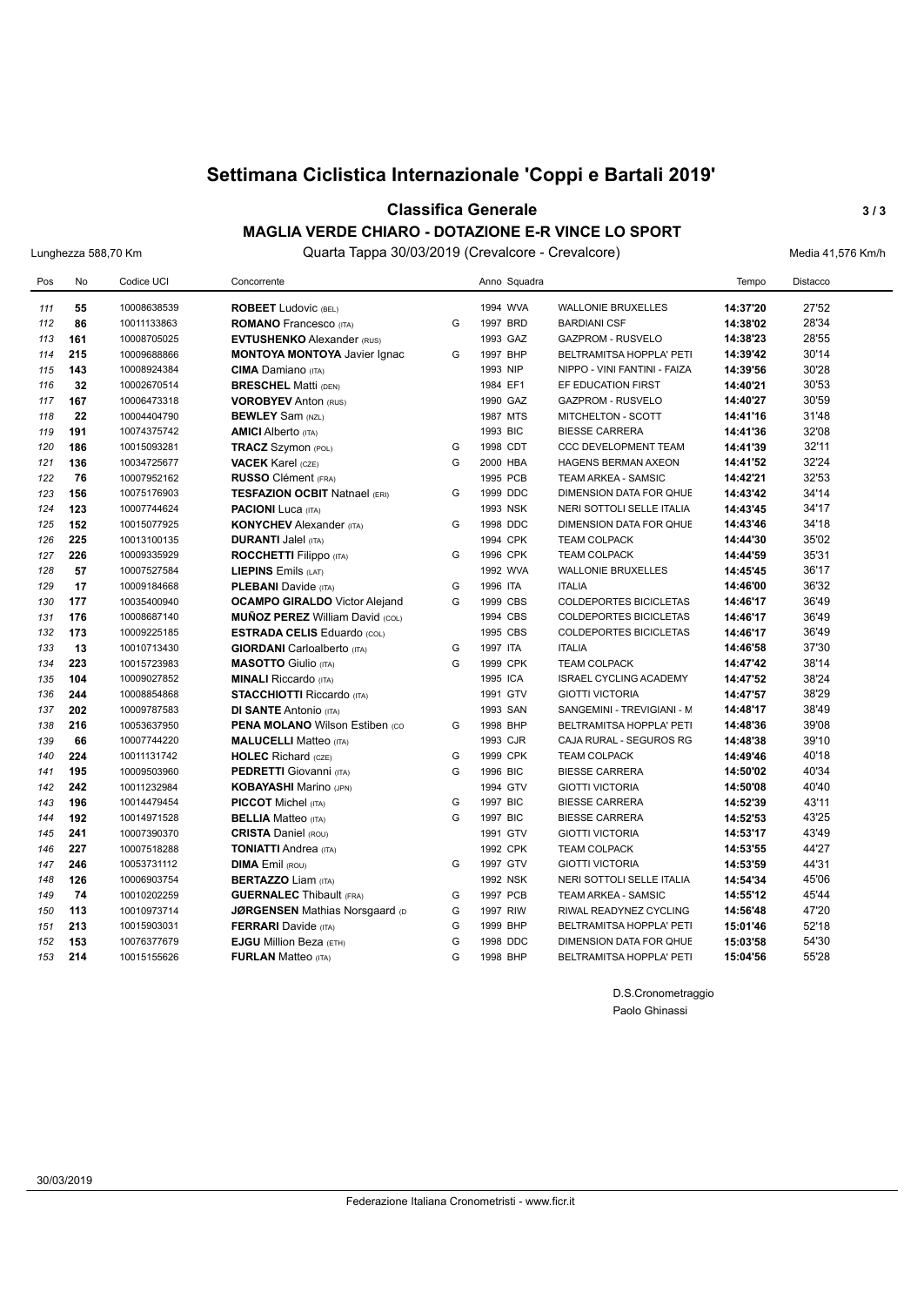# Settimana Ciclistica Internazionale 'Coppi e Bartali 2019'

## Classifica Generale

### MAGLIA VERDE CHIARO - DOTAZIONE E-R VINCE LO SPORT

Lunghezza 588,70 Km — Quarta Tappa 30/03/2019 (Crevalcore - Crevalcore) — Media 41,576 Km/h

| Pos | No | Codice UCI | Concorrente | | Anno | Squadra | | Tempo | Distacco |
|---|---|---|---|---|---|---|---|---|---|
| 111 | 55 | 10008638539 | **ROBEET** Ludovic (BEL) | | 1994 | WVA | WALLONIE BRUXELLES | **14:37'20** | 27'52 |
| 112 | 86 | 10011133863 | **ROMANO** Francesco (ITA) | G | 1997 | BRD | BARDIANI CSF | **14:38'02** | 28'34 |
| 113 | 161 | 10008705025 | **EVTUSHENKO** Alexander (RUS) | | 1993 | GAZ | GAZPROM - RUSVELO | **14:38'23** | 28'55 |
| 114 | 215 | 10009688866 | **MONTOYA MONTOYA** Javier Ignac | G | 1997 | BHP | BELTRAMITSA HOPPLA' PETI | **14:39'42** | 30'14 |
| 115 | 143 | 10008924384 | **CIMA** Damiano (ITA) | | 1993 | NIP | NIPPO - VINI FANTINI - FAIZA | **14:39'56** | 30'28 |
| 116 | 32 | 10002670514 | **BRESCHEL** Matti (DEN) | | 1984 | EF1 | EF EDUCATION FIRST | **14:40'21** | 30'53 |
| 117 | 167 | 10006473318 | **VOROBYEV** Anton (RUS) | | 1990 | GAZ | GAZPROM - RUSVELO | **14:40'27** | 30'59 |
| 118 | 22 | 10004404790 | **BEWLEY** Sam (NZL) | | 1987 | MTS | MITCHELTON - SCOTT | **14:41'16** | 31'48 |
| 119 | 191 | 10074375742 | **AMICI** Alberto (ITA) | | 1993 | BIC | BIESSE CARRERA | **14:41'36** | 32'08 |
| 120 | 186 | 10015093281 | **TRACZ** Szymon (POL) | G | 1998 | CDT | CCC DEVELOPMENT TEAM | **14:41'39** | 32'11 |
| 121 | 136 | 10034725677 | **VACEK** Karel (CZE) | G | 2000 | HBA | HAGENS BERMAN AXEON | **14:41'52** | 32'24 |
| 122 | 76 | 10007952162 | **RUSSO** Clément (FRA) | | 1995 | PCB | TEAM ARKEA - SAMSIC | **14:42'21** | 32'53 |
| 123 | 156 | 10075176903 | **TESFAZION OCBIT** Natnael (ERI) | G | 1999 | DDC | DIMENSION DATA FOR QHUE | **14:43'42** | 34'14 |
| 124 | 123 | 10007744624 | **PACIONI** Luca (ITA) | | 1993 | NSK | NERI SOTTOLI SELLE ITALIA | **14:43'45** | 34'17 |
| 125 | 152 | 10015077925 | **KONYCHEV** Alexander (ITA) | G | 1998 | DDC | DIMENSION DATA FOR QHUE | **14:43'46** | 34'18 |
| 126 | 225 | 10013100135 | **DURANTI** Jalel (ITA) | | 1994 | CPK | TEAM COLPACK | **14:44'30** | 35'02 |
| 127 | 226 | 10009335929 | **ROCCHETTI** Filippo (ITA) | G | 1996 | CPK | TEAM COLPACK | **14:44'59** | 35'31 |
| 128 | 57 | 10007527584 | **LIEPINS** Emils (LAT) | | 1992 | WVA | WALLONIE BRUXELLES | **14:45'45** | 36'17 |
| 129 | 17 | 10009184668 | **PLEBANI** Davide (ITA) | G | 1996 | ITA | ITALIA | **14:46'00** | 36'32 |
| 130 | 177 | 10035400940 | **OCAMPO GIRALDO** Victor Alejand | G | 1999 | CBS | COLDEPORTES BICICLETAS | **14:46'17** | 36'49 |
| 131 | 176 | 10008687140 | **MUÑOZ PEREZ** William David (COL) | | 1994 | CBS | COLDEPORTES BICICLETAS | **14:46'17** | 36'49 |
| 132 | 173 | 10009225185 | **ESTRADA CELIS** Eduardo (COL) | | 1995 | CBS | COLDEPORTES BICICLETAS | **14:46'17** | 36'49 |
| 133 | 13 | 10010713430 | **GIORDANI** Carloalberto (ITA) | G | 1997 | ITA | ITALIA | **14:46'58** | 37'30 |
| 134 | 223 | 10015723983 | **MASOTTO** Giulio (ITA) | G | 1999 | CPK | TEAM COLPACK | **14:47'42** | 38'14 |
| 135 | 104 | 10009027852 | **MINALI** Riccardo (ITA) | | 1995 | ICA | ISRAEL CYCLING ACADEMY | **14:47'52** | 38'24 |
| 136 | 244 | 10008854868 | **STACCHIOTTI** Riccardo (ITA) | | 1991 | GTV | GIOTTI VICTORIA | **14:47'57** | 38'29 |
| 137 | 202 | 10009787583 | **DI SANTE** Antonio (ITA) | | 1993 | SAN | SANGEMINI - TREVIGIANI - M | **14:48'17** | 38'49 |
| 138 | 216 | 10053637950 | **PENA MOLANO** Wilson Estiben (CO | G | 1998 | BHP | BELTRAMITSA HOPPLA' PETI | **14:48'36** | 39'08 |
| 139 | 66 | 10007744220 | **MALUCELLI** Matteo (ITA) | | 1993 | CJR | CAJA RURAL - SEGUROS RG | **14:48'38** | 39'10 |
| 140 | 224 | 10011131742 | **HOLEC** Richard (CZE) | G | 1999 | CPK | TEAM COLPACK | **14:49'46** | 40'18 |
| 141 | 195 | 10009503960 | **PEDRETTI** Giovanni (ITA) | G | 1996 | BIC | BIESSE CARRERA | **14:50'02** | 40'34 |
| 142 | 242 | 10011232984 | **KOBAYASHI** Marino (JPN) | | 1994 | GTV | GIOTTI VICTORIA | **14:50'08** | 40'40 |
| 143 | 196 | 10014479454 | **PICCOT** Michel (ITA) | G | 1997 | BIC | BIESSE CARRERA | **14:52'39** | 43'11 |
| 144 | 192 | 10014971528 | **BELLIA** Matteo (ITA) | G | 1997 | BIC | BIESSE CARRERA | **14:52'53** | 43'25 |
| 145 | 241 | 10007390370 | **CRISTA** Daniel (ROU) | | 1991 | GTV | GIOTTI VICTORIA | **14:53'17** | 43'49 |
| 146 | 227 | 10007518288 | **TONIATTI** Andrea (ITA) | | 1992 | CPK | TEAM COLPACK | **14:53'55** | 44'27 |
| 147 | 246 | 10053731112 | **DIMA** Emil (ROU) | G | 1997 | GTV | GIOTTI VICTORIA | **14:53'59** | 44'31 |
| 148 | 126 | 10006903754 | **BERTAZZO** Liam (ITA) | | 1992 | NSK | NERI SOTTOLI SELLE ITALIA | **14:54'34** | 45'06 |
| 149 | 74 | 10010202259 | **GUERNALEC** Thibault (FRA) | G | 1997 | PCB | TEAM ARKEA - SAMSIC | **14:55'12** | 45'44 |
| 150 | 113 | 10010973714 | **JØRGENSEN** Mathias Norsgaard (D | G | 1997 | RIW | RIWAL READYNEZ CYCLING | **14:56'48** | 47'20 |
| 151 | 213 | 10015903031 | **FERRARI** Davide (ITA) | G | 1999 | BHP | BELTRAMITSA HOPPLA' PETI | **15:01'46** | 52'18 |
| 152 | 153 | 10076377679 | **EJGU** Million Beza (ETH) | G | 1998 | DDC | DIMENSION DATA FOR QHUE | **15:03'58** | 54'30 |
| 153 | 214 | 10015155626 | **FURLAN** Matteo (ITA) | G | 1998 | BHP | BELTRAMITSA HOPPLA' PETI | **15:04'56** | 55'28 |

D.S.Cronometraggio

Paolo Ghinassi

30/03/2019

Federazione Italiana Cronometristi - www.ficr.it